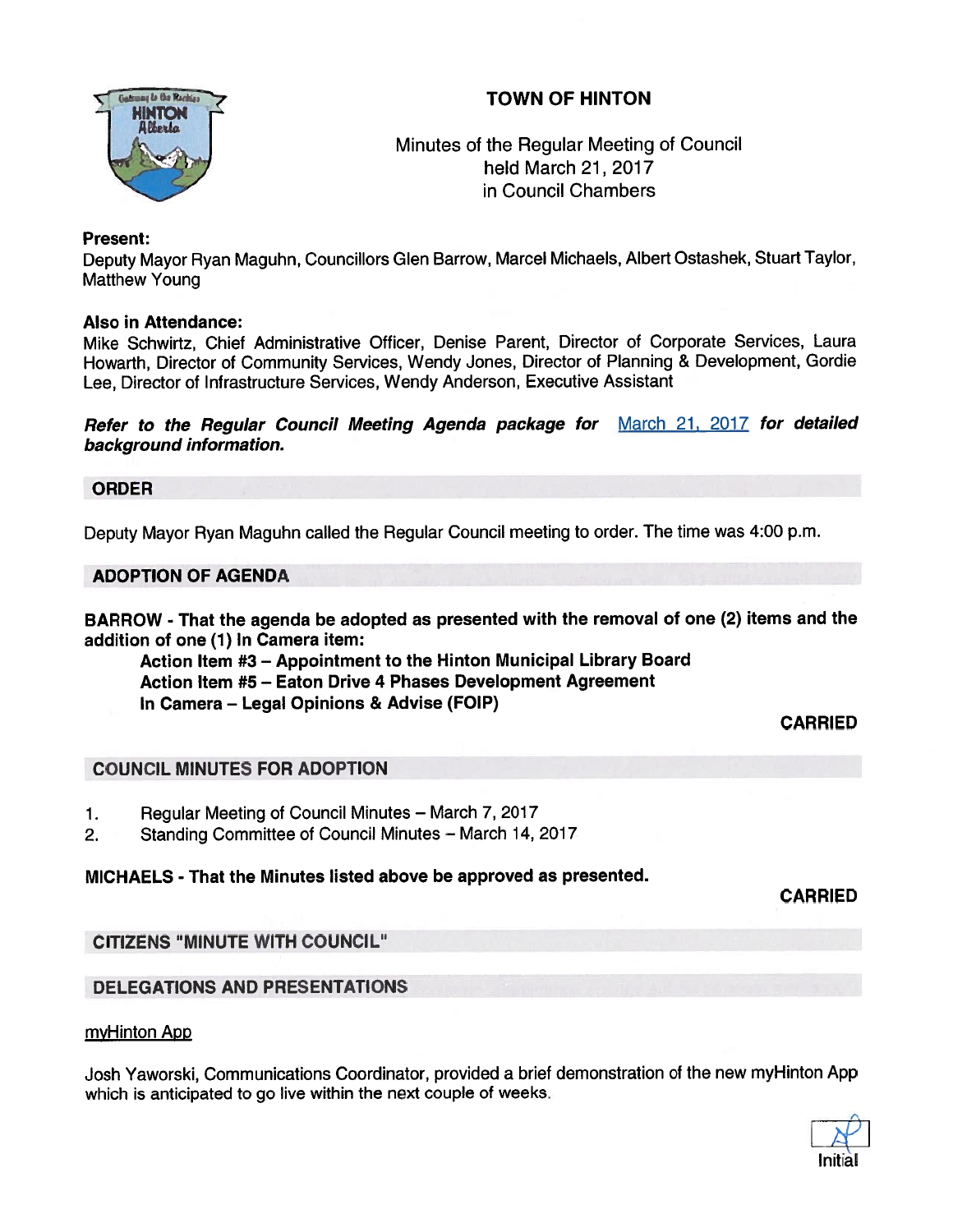# TOWN OF HINTON

Minutes of the Regular Meeting of Council
held March 21, 2017
in Council Chambers

**Present:**
Deputy Mayor Ryan Maguhn, Councillors Glen Barrow, Marcel Michaels, Albert Ostashek, Stuart Taylor, Matthew Young

**Also in Attendance:**
Mike Schwirtz, Chief Administrative Officer, Denise Parent, Director of Corporate Services, Laura Howarth, Director of Community Services, Wendy Jones, Director of Planning & Development, Gordie Lee, Director of Infrastructure Services, Wendy Anderson, Executive Assistant

***Refer to the Regular Council Meeting Agenda package for*** March 21, 2017 ***for detailed background information.***

## ORDER

Deputy Mayor Ryan Maguhn called the Regular Council meeting to order. The time was 4:00 p.m.

## ADOPTION OF AGENDA

**BARROW - That the agenda be adopted as presented with the removal of one (2) items and the addition of one (1) In Camera item:**

**Action Item #3 – Appointment to the Hinton Municipal Library Board**
**Action Item #5 – Eaton Drive 4 Phases Development Agreement**
**In Camera – Legal Opinions & Advise (FOIP)**

**CARRIED**

## COUNCIL MINUTES FOR ADOPTION

1. Regular Meeting of Council Minutes – March 7, 2017
2. Standing Committee of Council Minutes – March 14, 2017

**MICHAELS - That the Minutes listed above be approved as presented.**

**CARRIED**

## CITIZENS "MINUTE WITH COUNCIL"

## DELEGATIONS AND PRESENTATIONS

myHinton App

Josh Yaworski, Communications Coordinator, provided a brief demonstration of the new myHinton App which is anticipated to go live within the next couple of weeks.

Initial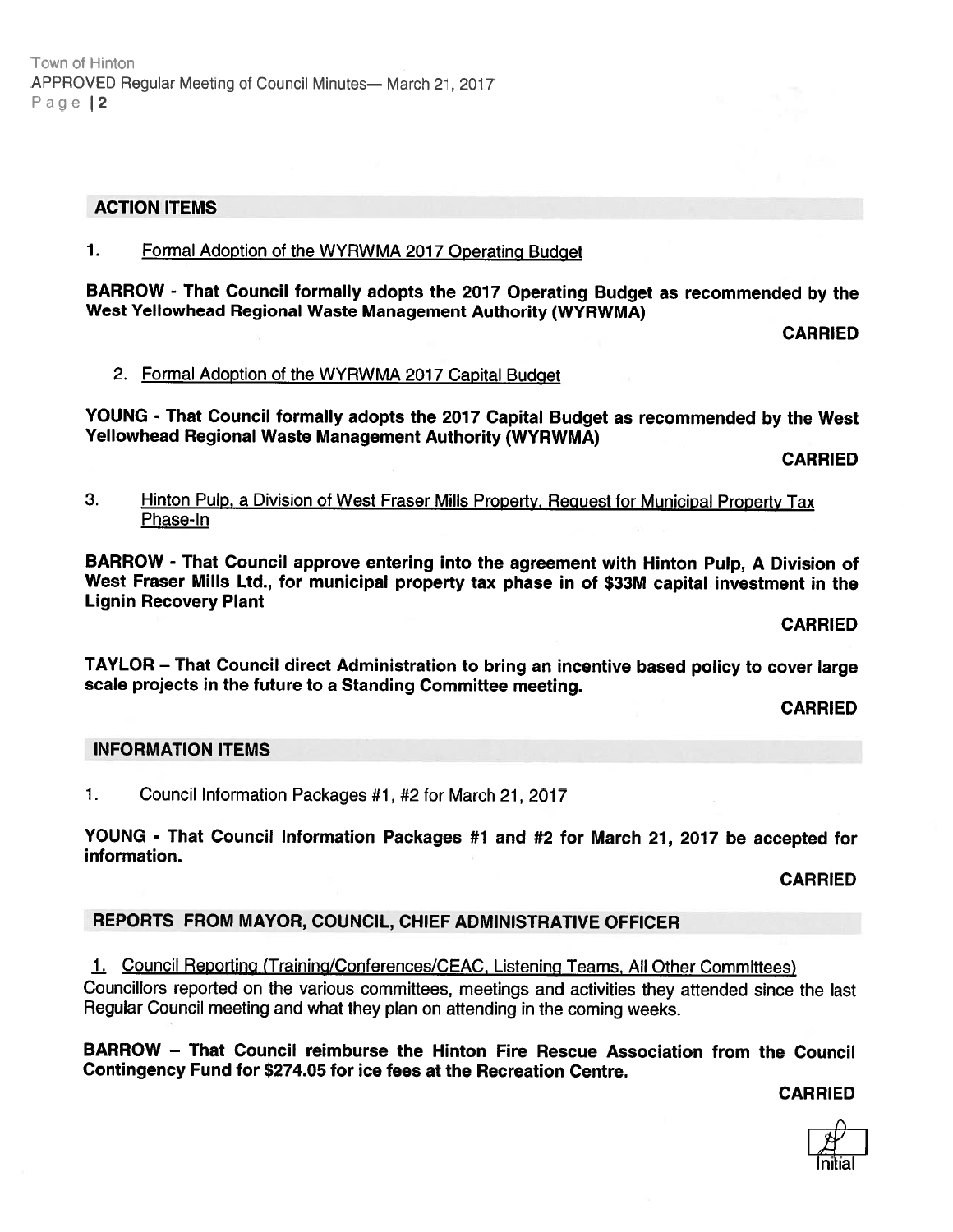## ACTION ITEMS

1. Formal Adoption of the WYRWMA 2017 Operating Budget

**BARROW - That Council formally adopts the 2017 Operating Budget as recommended by the West Yellowhead Regional Waste Management Authority (WYRWMA)**

**CARRIED**

2. Formal Adoption of the WYRWMA 2017 Capital Budget

**YOUNG - That Council formally adopts the 2017 Capital Budget as recommended by the West Yellowhead Regional Waste Management Authority (WYRWMA)**

**CARRIED**

3. Hinton Pulp, a Division of West Fraser Mills Property, Request for Municipal Property Tax Phase-In

**BARROW - That Council approve entering into the agreement with Hinton Pulp, A Division of West Fraser Mills Ltd., for municipal property tax phase in of $33M capital investment in the Lignin Recovery Plant**

**CARRIED**

**TAYLOR – That Council direct Administration to bring an incentive based policy to cover large scale projects in the future to a Standing Committee meeting.**

**CARRIED**

## INFORMATION ITEMS

1. Council Information Packages #1, #2 for March 21, 2017

**YOUNG - That Council Information Packages #1 and #2 for March 21, 2017 be accepted for information.**

**CARRIED**

## REPORTS FROM MAYOR, COUNCIL, CHIEF ADMINISTRATIVE OFFICER

1. Council Reporting (Training/Conferences/CEAC, Listening Teams, All Other Committees)

Councillors reported on the various committees, meetings and activities they attended since the last Regular Council meeting and what they plan on attending in the coming weeks.

**BARROW – That Council reimburse the Hinton Fire Rescue Association from the Council Contingency Fund for $274.05 for ice fees at the Recreation Centre.**

**CARRIED**

Initial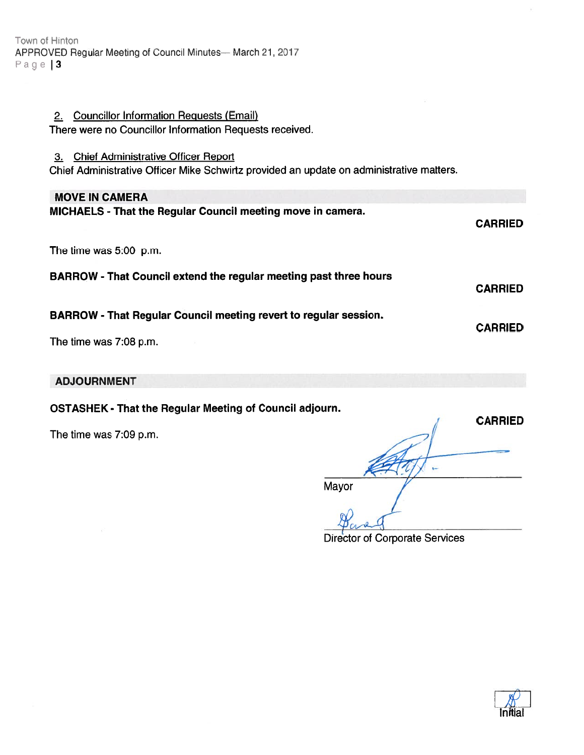2. Councillor Information Requests (Email)

There were no Councillor Information Requests received.

3. Chief Administrative Officer Report

Chief Administrative Officer Mike Schwirtz provided an update on administrative matters.

## MOVE IN CAMERA

**MICHAELS - That the Regular Council meeting move in camera.**

**CARRIED**

The time was 5:00 p.m.

**BARROW - That Council extend the regular meeting past three hours**

**CARRIED**

**BARROW - That Regular Council meeting revert to regular session.**

**CARRIED**

The time was 7:08 p.m.

## ADJOURNMENT

**OSTASHEK - That the Regular Meeting of Council adjourn.**

**CARRIED**

The time was 7:09 p.m.

Mayor

Director of Corporate Services

Initial